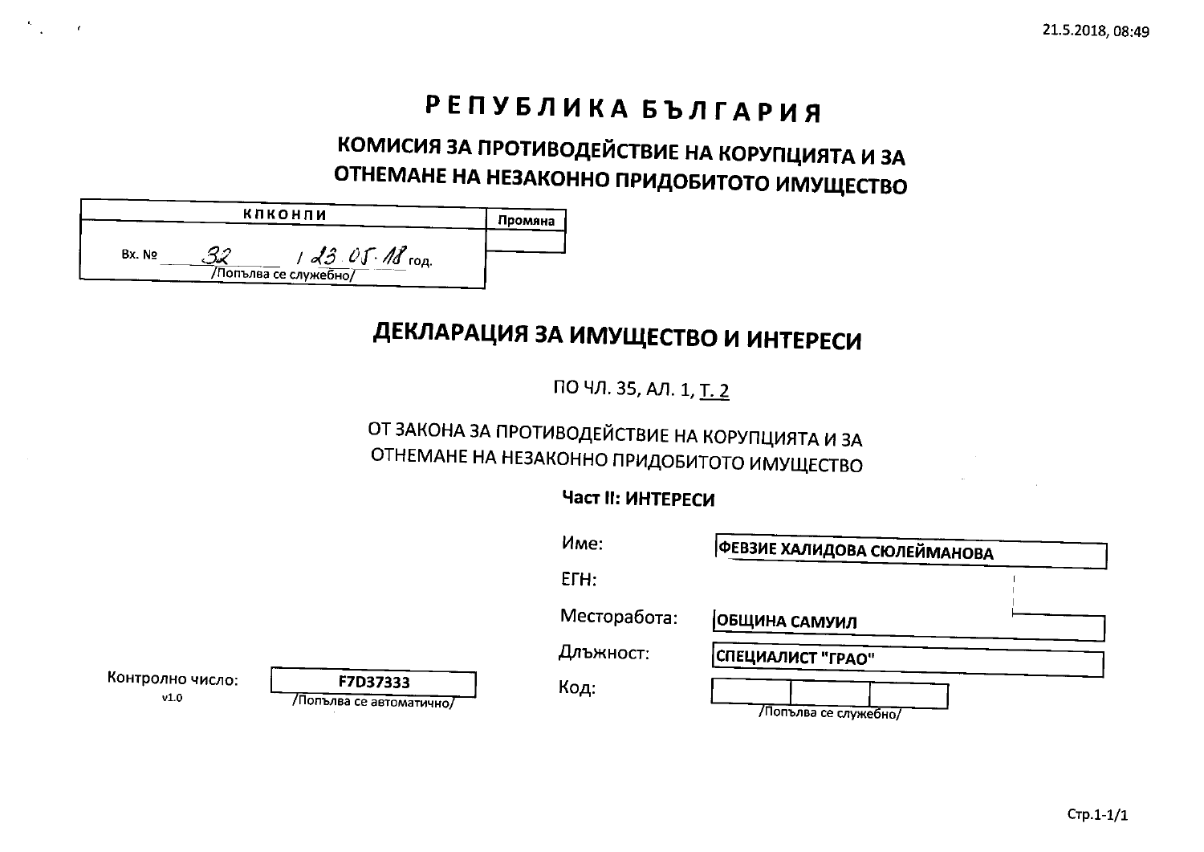# РЕПУБЛИКА БЪЛГАРИЯ

## КОМИСИЯ ЗА ПРОТИВОДЕЙСТВИЕ НА КОРУПЦИЯТА И ЗА ОТНЕМАНЕ НА НЕЗАКОННО ПРИДОБИТОТО ИМУЩЕСТВО

| КПКОНПИ | Промяна |
|---|---|
| Вх. № 32 / 23.05.18 год. /Попълва се служебно/ | |

# ДЕКЛАРАЦИЯ ЗА ИМУЩЕСТВО И ИНТЕРЕСИ

ПО ЧЛ. 35, АЛ. 1, Т. 2

ОТ ЗАКОНА ЗА ПРОТИВОДЕЙСТВИЕ НА КОРУПЦИЯТА И ЗА ОТНЕМАНЕ НА НЕЗАКОННО ПРИДОБИТОТО ИМУЩЕСТВО

**Част II: ИНТЕРЕСИ**

Име: ФЕВЗИЕ ХАЛИДОВА СЮЛЕЙМАНОВА

ЕГН:

Месторабота: ОБЩИНА САМУИЛ

Длъжност: СПЕЦИАЛИСТ "ГРАО"

Код: /Попълва се служебно/

Контролно число: F7D37333 /Попълва се автоматично/

v1.0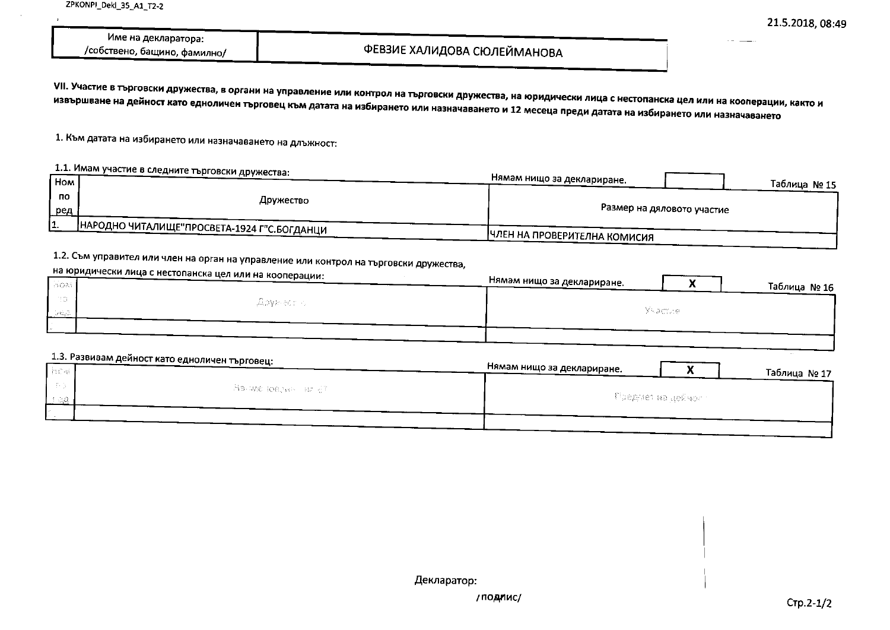| Име на декларатора: /собствено, бащино, фамилно/ | ФЕВЗИЕ ХАЛИДОВА СЮЛЕЙМАНОВА |
|---|---|

**VII. Участие в търговски дружества, в органи на управление или контрол на търговски дружества, на юридически лица с нестопанска цел или на кооперации, както и извършване на дейност като едноличен търговец към датата на избирането или назначаването и 12 месеца преди датата на избирането или назначаването**

1. Към датата на избирането или назначаването на длъжност:

1.1. Имам участие в следните търговски дружества:

Нямам нищо за деклариране. [ ]

Таблица № 15

| Ном по ред | Дружество | Размер на дяловото участие |
|---|---|---|
| 1. | НАРОДНО ЧИТАЛИЩЕ"ПРОСВЕТА-1924 Г"С.БОГДАНЦИ | ЧЛЕН НА ПРОВЕРИТЕЛНА КОМИСИЯ |

1.2. Съм управител или член на орган на управление или контрол на търговски дружества, на юридически лица с нестопанска цел или на кооперации:

Нямам нищо за деклариране. [X]

Таблица № 16

| Ном по ред | Дружество | Участие |
|---|---|---|
| | | |

1.3. Развивам дейност като едноличен търговец:

Нямам нищо за деклариране. [X]

Таблица № 17

| Ном по ред | Наименование на ЕТ | Предмет на дейност |
|---|---|---|
| | | |

Декларатор:

/подпис/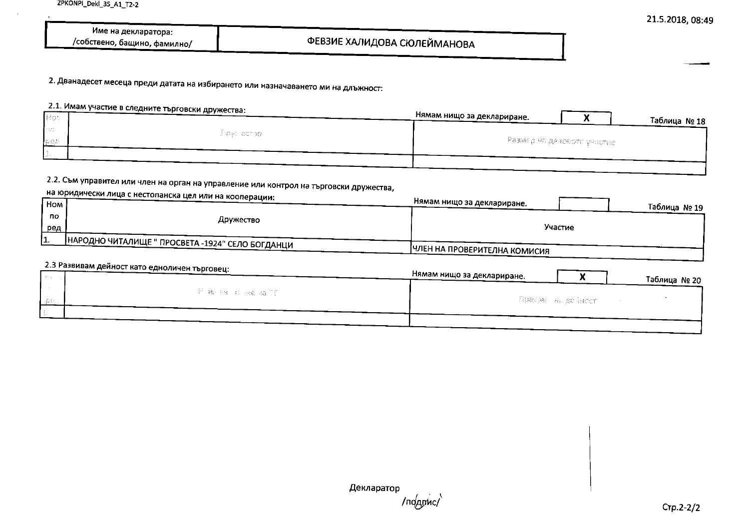| Име на декларатора: /собствено, бащино, фамилно/ | ФЕВЗИЕ ХАЛИДОВА СЮЛЕЙМАНОВА |
|---|---|

2. Дванадесет месеца преди датата на избирането или назначаването ми на длъжност:

2.1. Имам участие в следните търговски дружества:

Нямам нищо за деклариране. X

Таблица № 18

| Ном по ред | Дружество | Размер на дяловото участие |
|---|---|---|
| 1. | | |

2.2. Съм управител или член на орган на управление или контрол на търговски дружества, на юридически лица с нестопанска цел или на кооперации:

Нямам нищо за деклариране.

Таблица № 19

| Ном по ред | Дружество | Участие |
|---|---|---|
| 1. | НАРОДНО ЧИТАЛИЩЕ " ПРОСВЕТА -1924" СЕЛО БОГДАНЦИ | ЧЛЕН НА ПРОВЕРИТЕЛНА КОМИСИЯ |

2.3 Развивам дейност като едноличен търговец:

Нямам нищо за деклариране. X

Таблица № 20

| Ном по ред | Наименование на ЕТ | Предмет на дейност |
|---|---|---|
| 1. | | |

Декларатор

/подпис/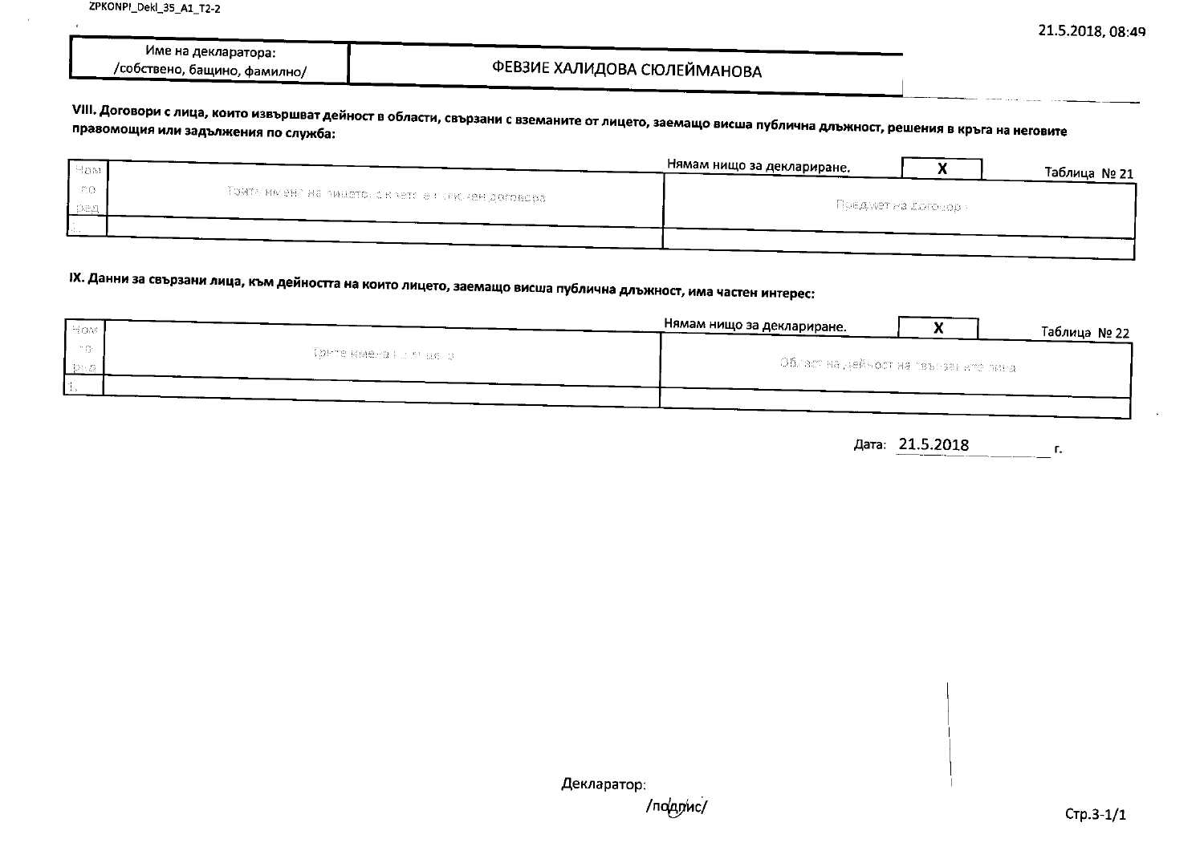| Име на декларатора: /собствено, бащино, фамилно/ | ФЕВЗИЕ ХАЛИДОВА СЮЛЕЙМАНОВА |
|---|---|

**VIII. Договори с лица, които извършват дейност в области, свързани с вземаните от лицето, заемащо висша публична длъжност, решения в кръга на неговите правомощия или задължения по служба:**

Нямам нищо за деклариране. X

Таблица № 21

| Ном по ред | Трите имена на лицето, с което е сключен договора | Предмет на договора |
|---|---|---|
| 1. | | |

**IX. Данни за свързани лица, към дейността на които лицето, заемащо висша публична длъжност, има частен интерес:**

Нямам нищо за деклариране. X

Таблица № 22

| Ном по ред | Трите имена на лицето | Област на дейност на свързаните лица |
|---|---|---|
| 1. | | |

Дата: 21.5.2018 г.

Декларатор:

/подпис/